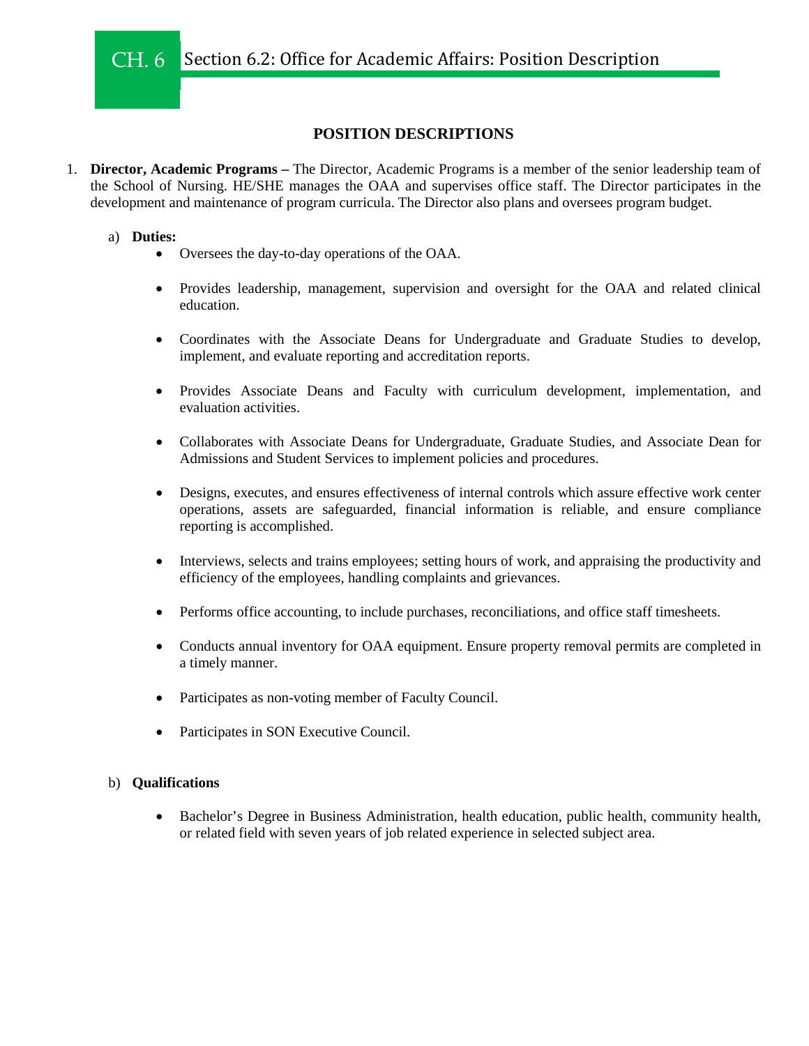# CH. 6 Section 6.2: Office for Academic Affairs: Position Description

## POSITION DESCRIPTIONS

1. **Director, Academic Programs –** The Director, Academic Programs is a member of the senior leadership team of the School of Nursing. HE/SHE manages the OAA and supervises office staff. The Director participates in the development and maintenance of program curricula. The Director also plans and oversees program budget.

   a) **Duties:**

   - Oversees the day-to-day operations of the OAA.
   - Provides leadership, management, supervision and oversight for the OAA and related clinical education.
   - Coordinates with the Associate Deans for Undergraduate and Graduate Studies to develop, implement, and evaluate reporting and accreditation reports.
   - Provides Associate Deans and Faculty with curriculum development, implementation, and evaluation activities.
   - Collaborates with Associate Deans for Undergraduate, Graduate Studies, and Associate Dean for Admissions and Student Services to implement policies and procedures.
   - Designs, executes, and ensures effectiveness of internal controls which assure effective work center operations, assets are safeguarded, financial information is reliable, and ensure compliance reporting is accomplished.
   - Interviews, selects and trains employees; setting hours of work, and appraising the productivity and efficiency of the employees, handling complaints and grievances.
   - Performs office accounting, to include purchases, reconciliations, and office staff timesheets.
   - Conducts annual inventory for OAA equipment. Ensure property removal permits are completed in a timely manner.
   - Participates as non-voting member of Faculty Council.
   - Participates in SON Executive Council.

   b) **Qualifications**

   - Bachelor's Degree in Business Administration, health education, public health, community health, or related field with seven years of job related experience in selected subject area.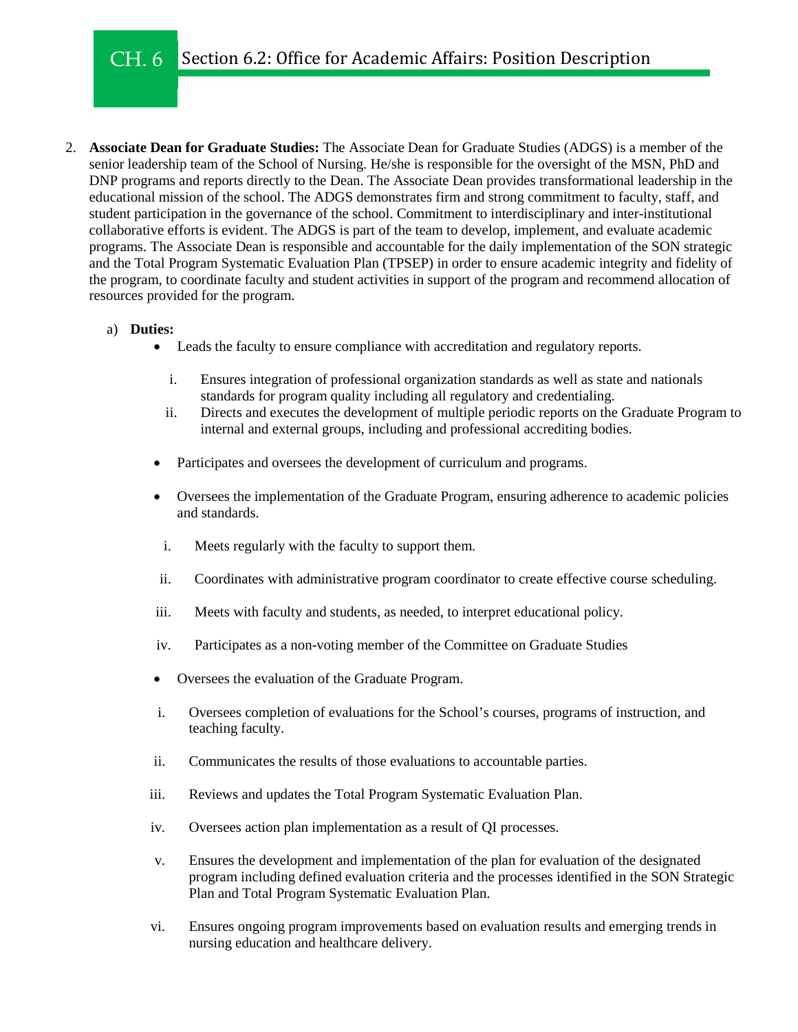# CH. 6 Section 6.2: Office for Academic Affairs: Position Description

2. **Associate Dean for Graduate Studies:** The Associate Dean for Graduate Studies (ADGS) is a member of the senior leadership team of the School of Nursing. He/she is responsible for the oversight of the MSN, PhD and DNP programs and reports directly to the Dean. The Associate Dean provides transformational leadership in the educational mission of the school. The ADGS demonstrates firm and strong commitment to faculty, staff, and student participation in the governance of the school. Commitment to interdisciplinary and inter-institutional collaborative efforts is evident. The ADGS is part of the team to develop, implement, and evaluate academic programs. The Associate Dean is responsible and accountable for the daily implementation of the SON strategic and the Total Program Systematic Evaluation Plan (TPSEP) in order to ensure academic integrity and fidelity of the program, to coordinate faculty and student activities in support of the program and recommend allocation of resources provided for the program.

   a) **Duties:**

   - Leads the faculty to ensure compliance with accreditation and regulatory reports.
     i. Ensures integration of professional organization standards as well as state and nationals standards for program quality including all regulatory and credentialing.
     ii. Directs and executes the development of multiple periodic reports on the Graduate Program to internal and external groups, including and professional accrediting bodies.
   - Participates and oversees the development of curriculum and programs.
   - Oversees the implementation of the Graduate Program, ensuring adherence to academic policies and standards.
     i. Meets regularly with the faculty to support them.
     ii. Coordinates with administrative program coordinator to create effective course scheduling.
     iii. Meets with faculty and students, as needed, to interpret educational policy.
     iv. Participates as a non-voting member of the Committee on Graduate Studies
   - Oversees the evaluation of the Graduate Program.
     i. Oversees completion of evaluations for the School's courses, programs of instruction, and teaching faculty.
     ii. Communicates the results of those evaluations to accountable parties.
     iii. Reviews and updates the Total Program Systematic Evaluation Plan.
     iv. Oversees action plan implementation as a result of QI processes.
     v. Ensures the development and implementation of the plan for evaluation of the designated program including defined evaluation criteria and the processes identified in the SON Strategic Plan and Total Program Systematic Evaluation Plan.
     vi. Ensures ongoing program improvements based on evaluation results and emerging trends in nursing education and healthcare delivery.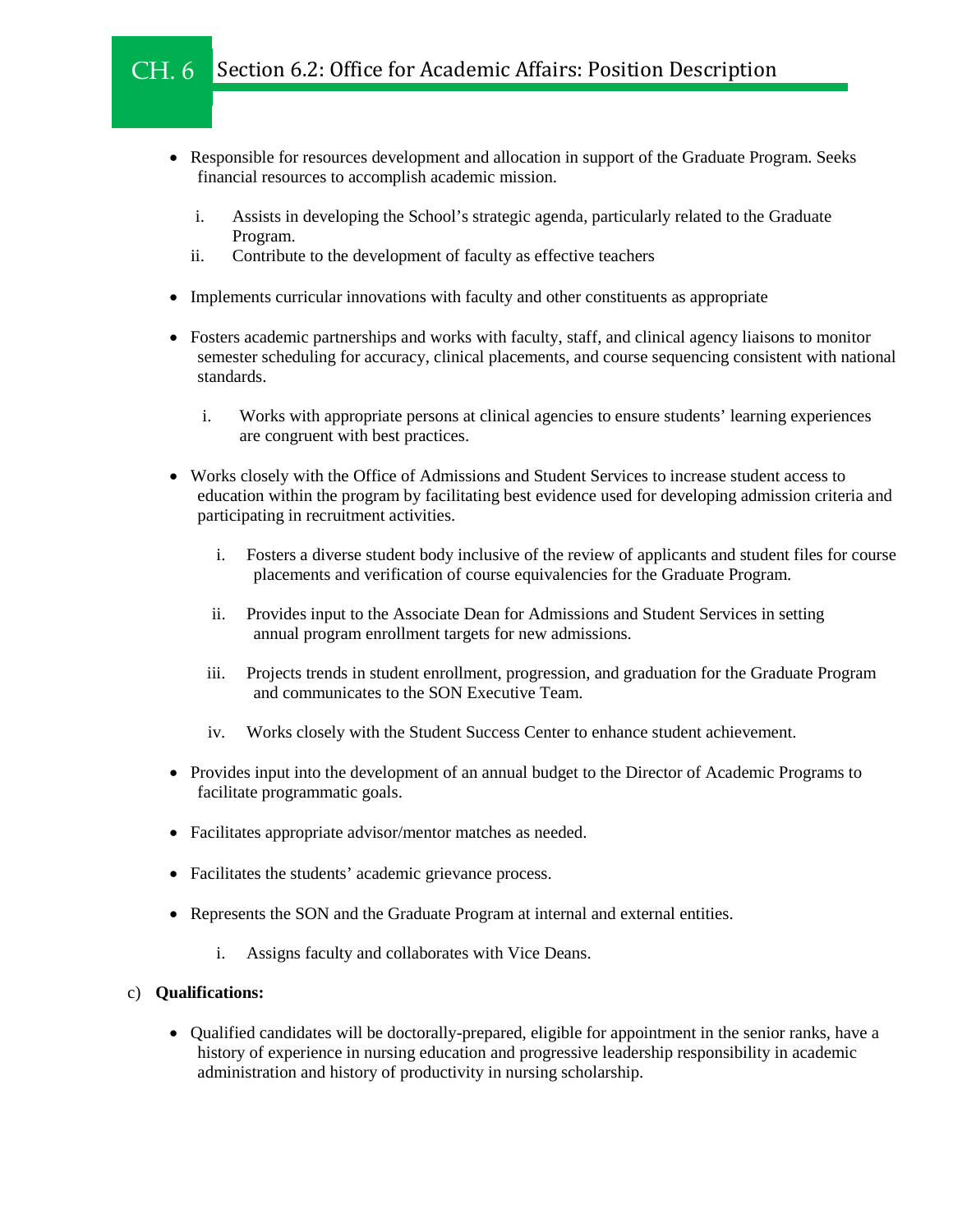- Responsible for resources development and allocation in support of the Graduate Program. Seeks financial resources to accomplish academic mission.
  - i. Assists in developing the School's strategic agenda, particularly related to the Graduate Program.
  - ii. Contribute to the development of faculty as effective teachers
- Implements curricular innovations with faculty and other constituents as appropriate
- Fosters academic partnerships and works with faculty, staff, and clinical agency liaisons to monitor semester scheduling for accuracy, clinical placements, and course sequencing consistent with national standards.
  - i. Works with appropriate persons at clinical agencies to ensure students' learning experiences are congruent with best practices.
- Works closely with the Office of Admissions and Student Services to increase student access to education within the program by facilitating best evidence used for developing admission criteria and participating in recruitment activities.
  - i. Fosters a diverse student body inclusive of the review of applicants and student files for course placements and verification of course equivalencies for the Graduate Program.
  - ii. Provides input to the Associate Dean for Admissions and Student Services in setting annual program enrollment targets for new admissions.
  - iii. Projects trends in student enrollment, progression, and graduation for the Graduate Program and communicates to the SON Executive Team.
  - iv. Works closely with the Student Success Center to enhance student achievement.
- Provides input into the development of an annual budget to the Director of Academic Programs to facilitate programmatic goals.
- Facilitates appropriate advisor/mentor matches as needed.
- Facilitates the students' academic grievance process.
- Represents the SON and the Graduate Program at internal and external entities.
  - i. Assigns faculty and collaborates with Vice Deans.

c) **Qualifications:**

- Qualified candidates will be doctorally-prepared, eligible for appointment in the senior ranks, have a history of experience in nursing education and progressive leadership responsibility in academic administration and history of productivity in nursing scholarship.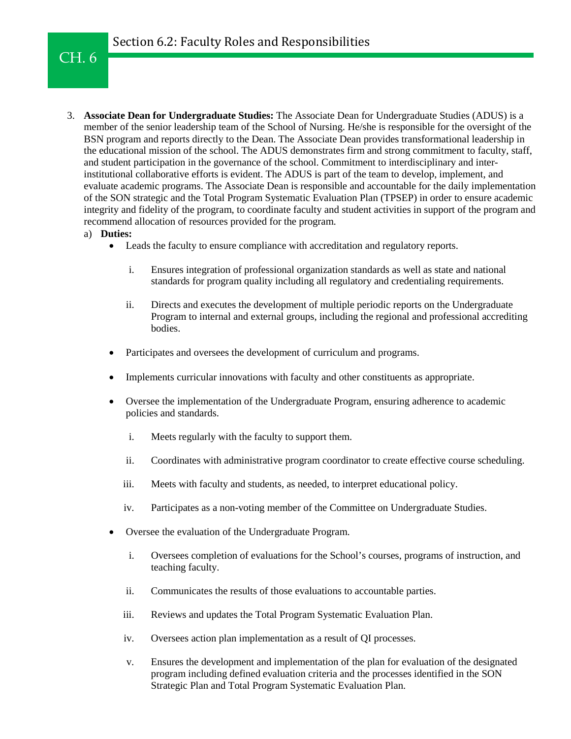3. **Associate Dean for Undergraduate Studies:** The Associate Dean for Undergraduate Studies (ADUS) is a member of the senior leadership team of the School of Nursing. He/she is responsible for the oversight of the BSN program and reports directly to the Dean. The Associate Dean provides transformational leadership in the educational mission of the school. The ADUS demonstrates firm and strong commitment to faculty, staff, and student participation in the governance of the school. Commitment to interdisciplinary and inter-institutional collaborative efforts is evident. The ADUS is part of the team to develop, implement, and evaluate academic programs. The Associate Dean is responsible and accountable for the daily implementation of the SON strategic and the Total Program Systematic Evaluation Plan (TPSEP) in order to ensure academic integrity and fidelity of the program, to coordinate faculty and student activities in support of the program and recommend allocation of resources provided for the program.

   a) **Duties:**

   - Leads the faculty to ensure compliance with accreditation and regulatory reports.

     i. Ensures integration of professional organization standards as well as state and national standards for program quality including all regulatory and credentialing requirements.

     ii. Directs and executes the development of multiple periodic reports on the Undergraduate Program to internal and external groups, including the regional and professional accrediting bodies.

   - Participates and oversees the development of curriculum and programs.

   - Implements curricular innovations with faculty and other constituents as appropriate.

   - Oversee the implementation of the Undergraduate Program, ensuring adherence to academic policies and standards.

     i. Meets regularly with the faculty to support them.

     ii. Coordinates with administrative program coordinator to create effective course scheduling.

     iii. Meets with faculty and students, as needed, to interpret educational policy.

     iv. Participates as a non-voting member of the Committee on Undergraduate Studies.

   - Oversee the evaluation of the Undergraduate Program.

     i. Oversees completion of evaluations for the School's courses, programs of instruction, and teaching faculty.

     ii. Communicates the results of those evaluations to accountable parties.

     iii. Reviews and updates the Total Program Systematic Evaluation Plan.

     iv. Oversees action plan implementation as a result of QI processes.

     v. Ensures the development and implementation of the plan for evaluation of the designated program including defined evaluation criteria and the processes identified in the SON Strategic Plan and Total Program Systematic Evaluation Plan.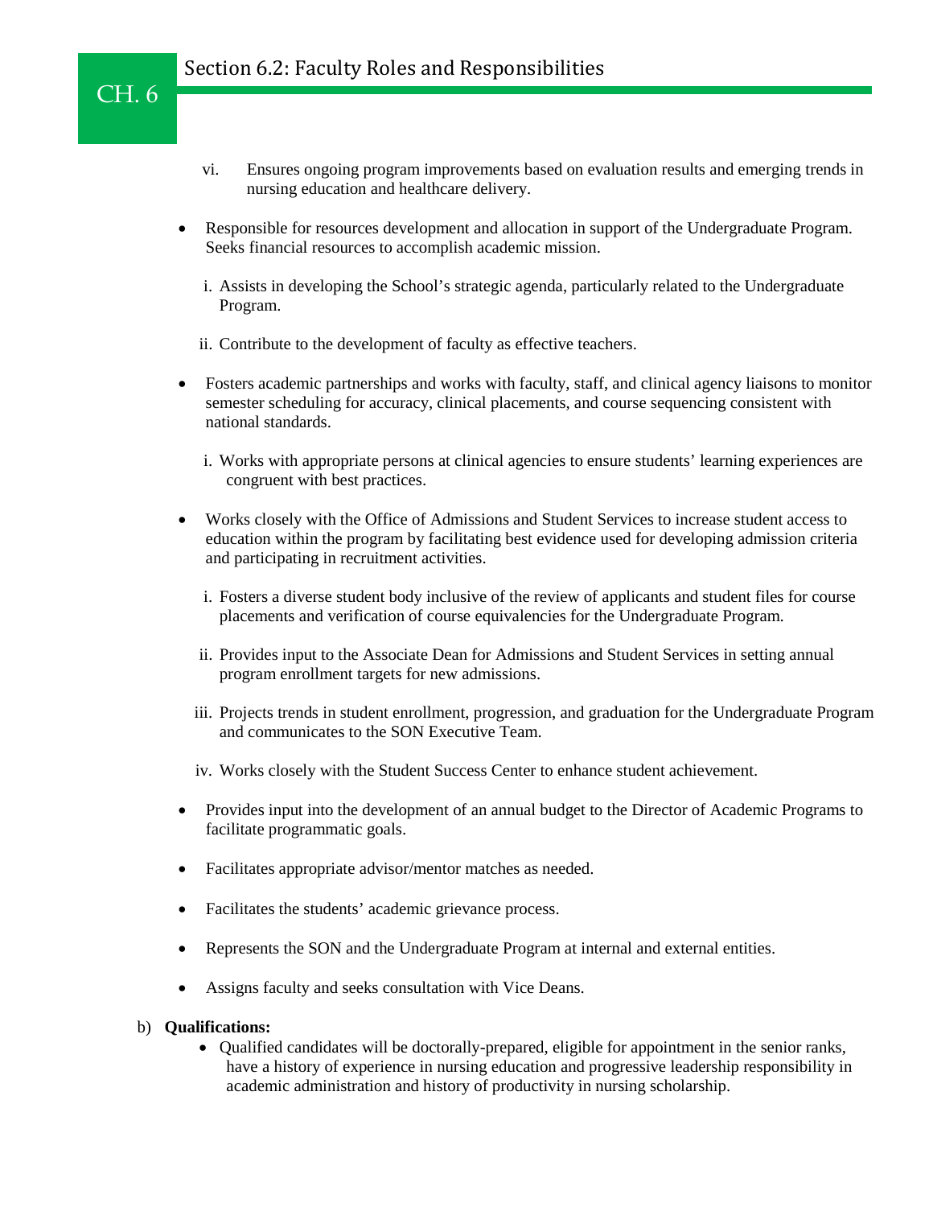vi. Ensures ongoing program improvements based on evaluation results and emerging trends in nursing education and healthcare delivery.

- Responsible for resources development and allocation in support of the Undergraduate Program. Seeks financial resources to accomplish academic mission.

  i. Assists in developing the School's strategic agenda, particularly related to the Undergraduate Program.

  ii. Contribute to the development of faculty as effective teachers.

- Fosters academic partnerships and works with faculty, staff, and clinical agency liaisons to monitor semester scheduling for accuracy, clinical placements, and course sequencing consistent with national standards.

  i. Works with appropriate persons at clinical agencies to ensure students' learning experiences are congruent with best practices.

- Works closely with the Office of Admissions and Student Services to increase student access to education within the program by facilitating best evidence used for developing admission criteria and participating in recruitment activities.

  i. Fosters a diverse student body inclusive of the review of applicants and student files for course placements and verification of course equivalencies for the Undergraduate Program.

  ii. Provides input to the Associate Dean for Admissions and Student Services in setting annual program enrollment targets for new admissions.

  iii. Projects trends in student enrollment, progression, and graduation for the Undergraduate Program and communicates to the SON Executive Team.

  iv. Works closely with the Student Success Center to enhance student achievement.

- Provides input into the development of an annual budget to the Director of Academic Programs to facilitate programmatic goals.

- Facilitates appropriate advisor/mentor matches as needed.

- Facilitates the students' academic grievance process.

- Represents the SON and the Undergraduate Program at internal and external entities.

- Assigns faculty and seeks consultation with Vice Deans.

b) **Qualifications:**

- Qualified candidates will be doctorally-prepared, eligible for appointment in the senior ranks, have a history of experience in nursing education and progressive leadership responsibility in academic administration and history of productivity in nursing scholarship.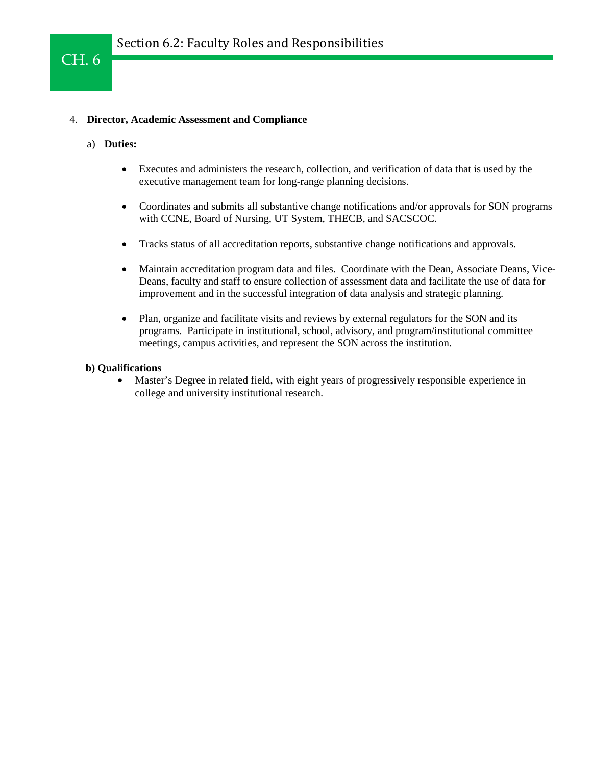4. **Director, Academic Assessment and Compliance**

   a) **Duties:**

   - Executes and administers the research, collection, and verification of data that is used by the executive management team for long-range planning decisions.

   - Coordinates and submits all substantive change notifications and/or approvals for SON programs with CCNE, Board of Nursing, UT System, THECB, and SACSCOC.

   - Tracks status of all accreditation reports, substantive change notifications and approvals.

   - Maintain accreditation program data and files. Coordinate with the Dean, Associate Deans, Vice-Deans, faculty and staff to ensure collection of assessment data and facilitate the use of data for improvement and in the successful integration of data analysis and strategic planning.

   - Plan, organize and facilitate visits and reviews by external regulators for the SON and its programs. Participate in institutional, school, advisory, and program/institutional committee meetings, campus activities, and represent the SON across the institution.

   **b) Qualifications**

   - Master's Degree in related field, with eight years of progressively responsible experience in college and university institutional research.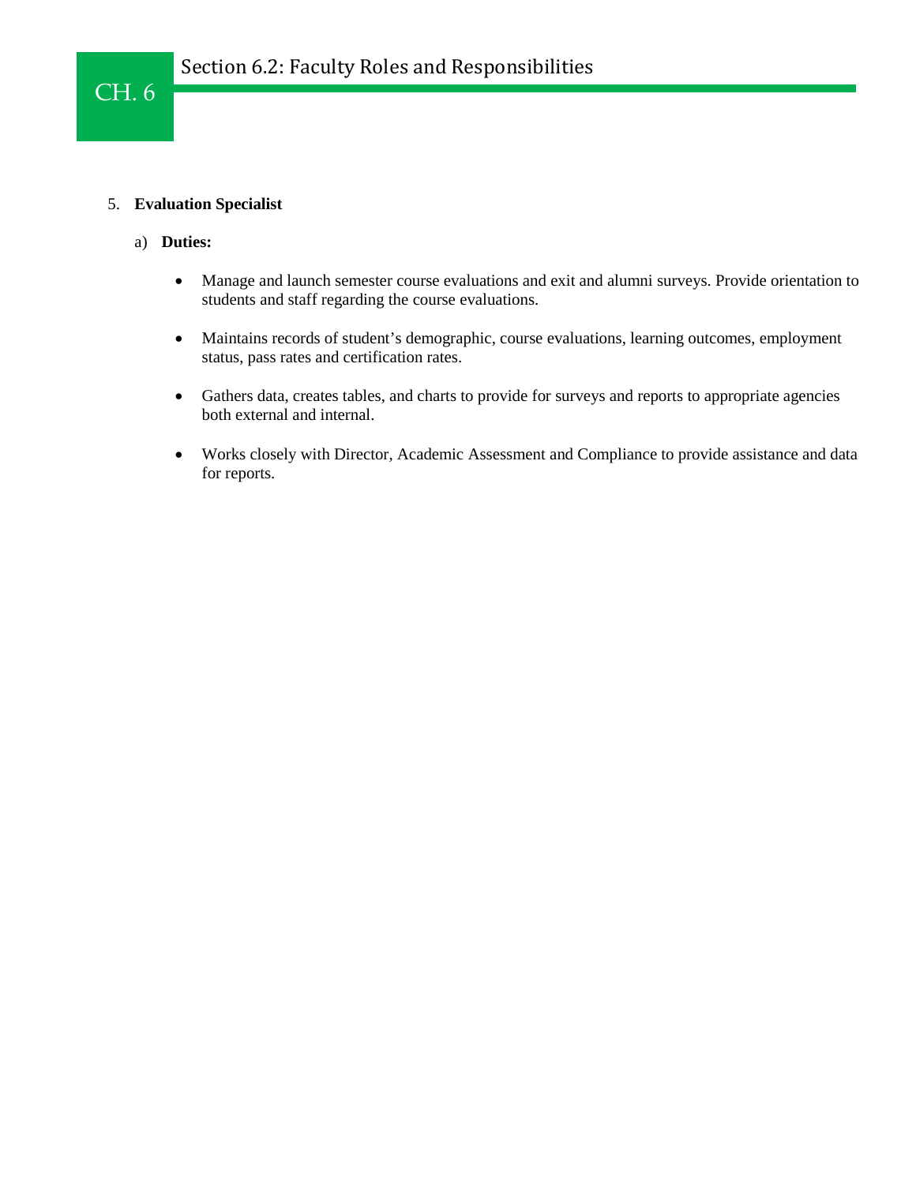5. **Evaluation Specialist**

   a) **Duties:**

      - Manage and launch semester course evaluations and exit and alumni surveys. Provide orientation to students and staff regarding the course evaluations.

      - Maintains records of student's demographic, course evaluations, learning outcomes, employment status, pass rates and certification rates.

      - Gathers data, creates tables, and charts to provide for surveys and reports to appropriate agencies both external and internal.

      - Works closely with Director, Academic Assessment and Compliance to provide assistance and data for reports.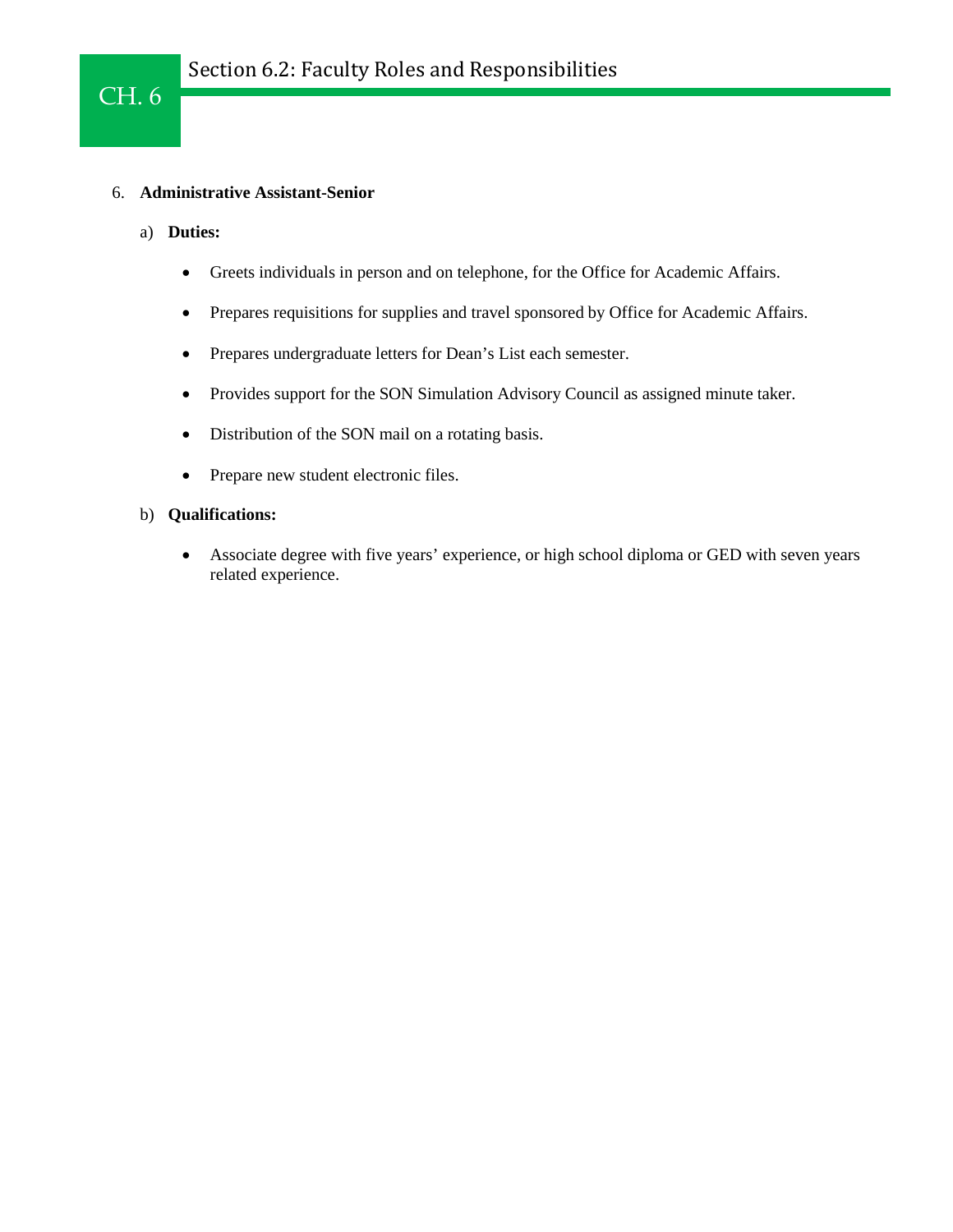6. **Administrative Assistant-Senior**

   a) **Duties:**

      - Greets individuals in person and on telephone, for the Office for Academic Affairs.
      - Prepares requisitions for supplies and travel sponsored by Office for Academic Affairs.
      - Prepares undergraduate letters for Dean's List each semester.
      - Provides support for the SON Simulation Advisory Council as assigned minute taker.
      - Distribution of the SON mail on a rotating basis.
      - Prepare new student electronic files.

   b) **Qualifications:**

      - Associate degree with five years' experience, or high school diploma or GED with seven years related experience.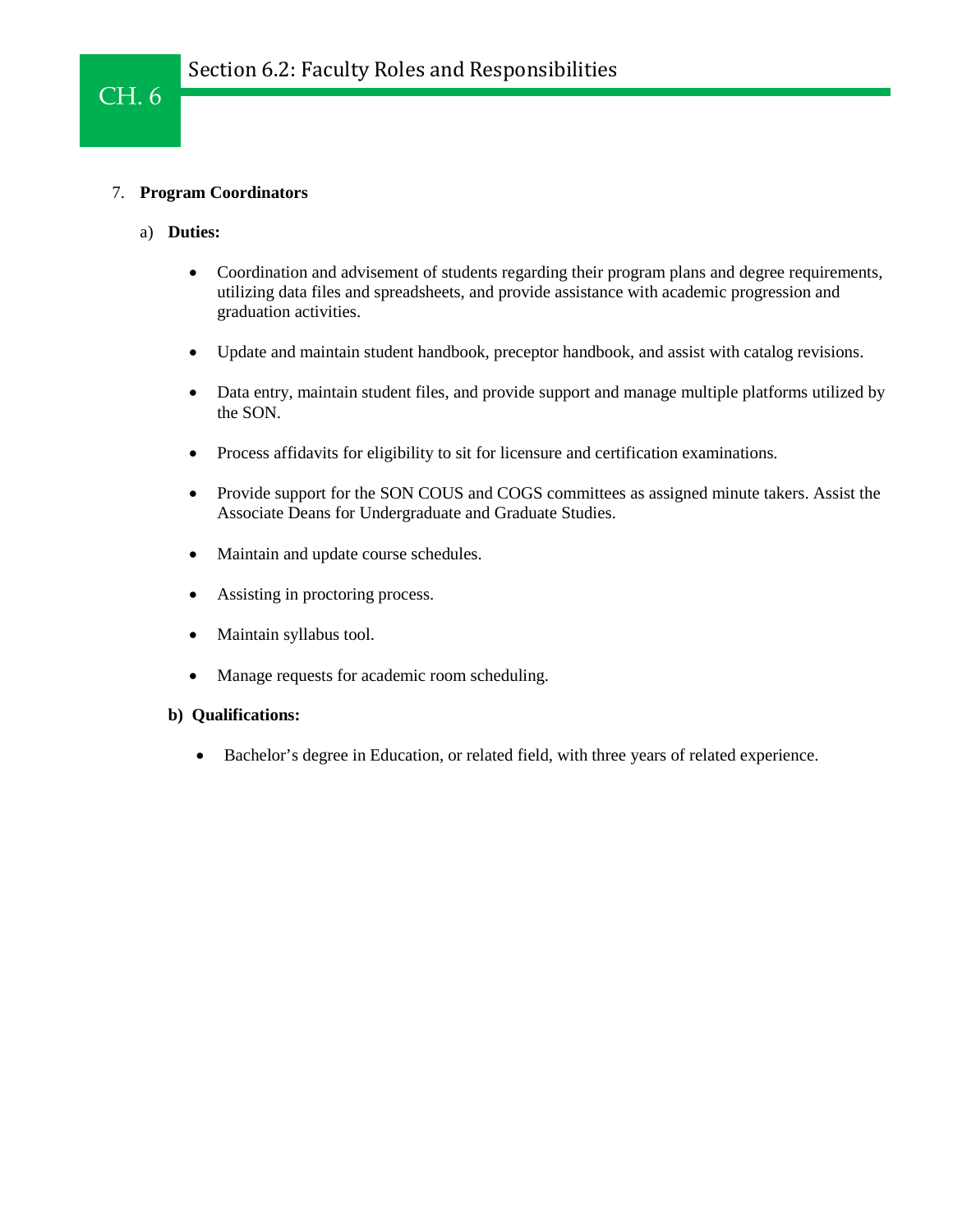7. **Program Coordinators**

   a) **Duties:**

      - Coordination and advisement of students regarding their program plans and degree requirements, utilizing data files and spreadsheets, and provide assistance with academic progression and graduation activities.
      - Update and maintain student handbook, preceptor handbook, and assist with catalog revisions.
      - Data entry, maintain student files, and provide support and manage multiple platforms utilized by the SON.
      - Process affidavits for eligibility to sit for licensure and certification examinations.
      - Provide support for the SON COUS and COGS committees as assigned minute takers. Assist the Associate Deans for Undergraduate and Graduate Studies.
      - Maintain and update course schedules.
      - Assisting in proctoring process.
      - Maintain syllabus tool.
      - Manage requests for academic room scheduling.

   **b) Qualifications:**

      - Bachelor's degree in Education, or related field, with three years of related experience.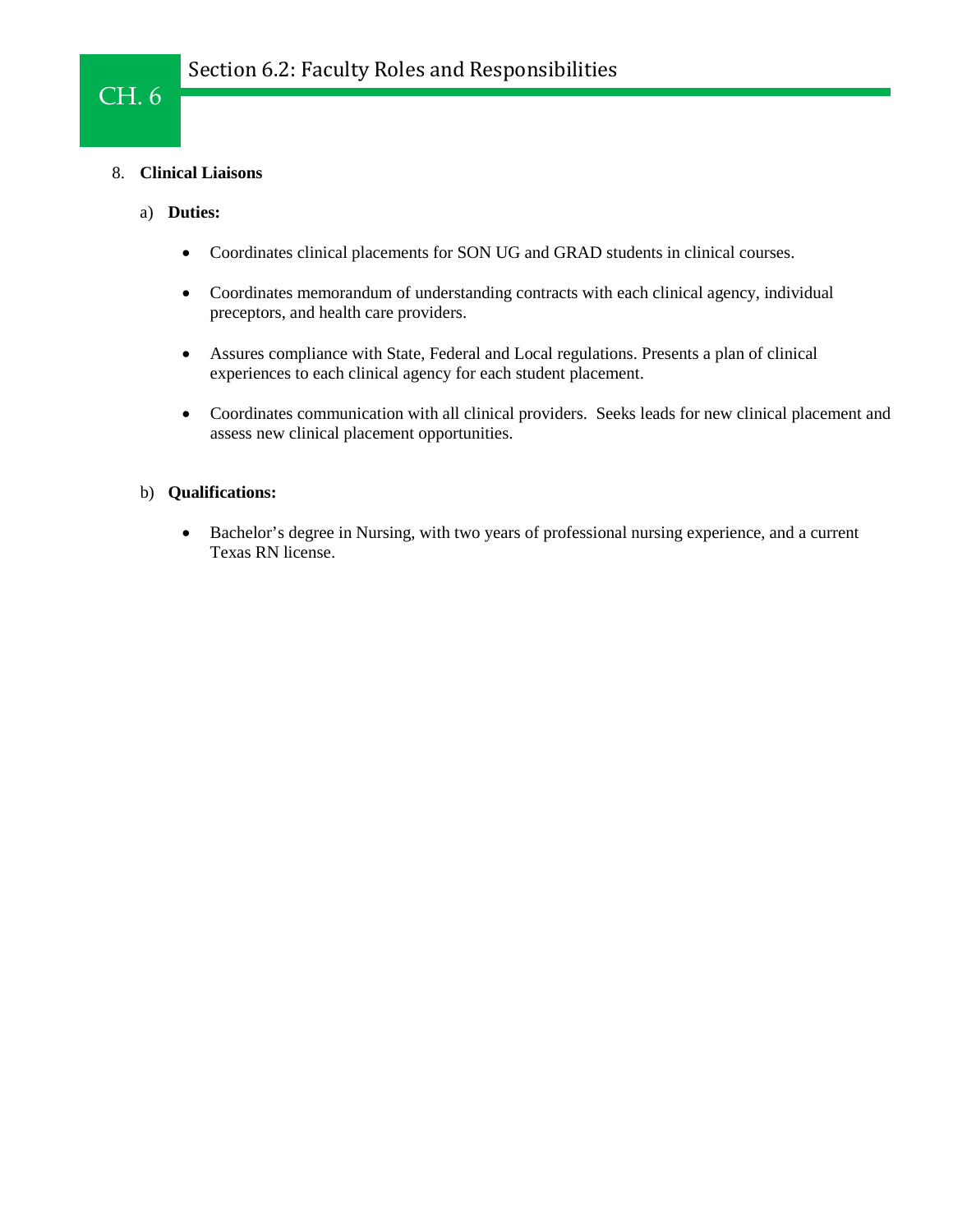8. **Clinical Liaisons**

   a) **Duties:**

      - Coordinates clinical placements for SON UG and GRAD students in clinical courses.

      - Coordinates memorandum of understanding contracts with each clinical agency, individual preceptors, and health care providers.

      - Assures compliance with State, Federal and Local regulations. Presents a plan of clinical experiences to each clinical agency for each student placement.

      - Coordinates communication with all clinical providers.  Seeks leads for new clinical placement and assess new clinical placement opportunities.

   b) **Qualifications:**

      - Bachelor's degree in Nursing, with two years of professional nursing experience, and a current Texas RN license.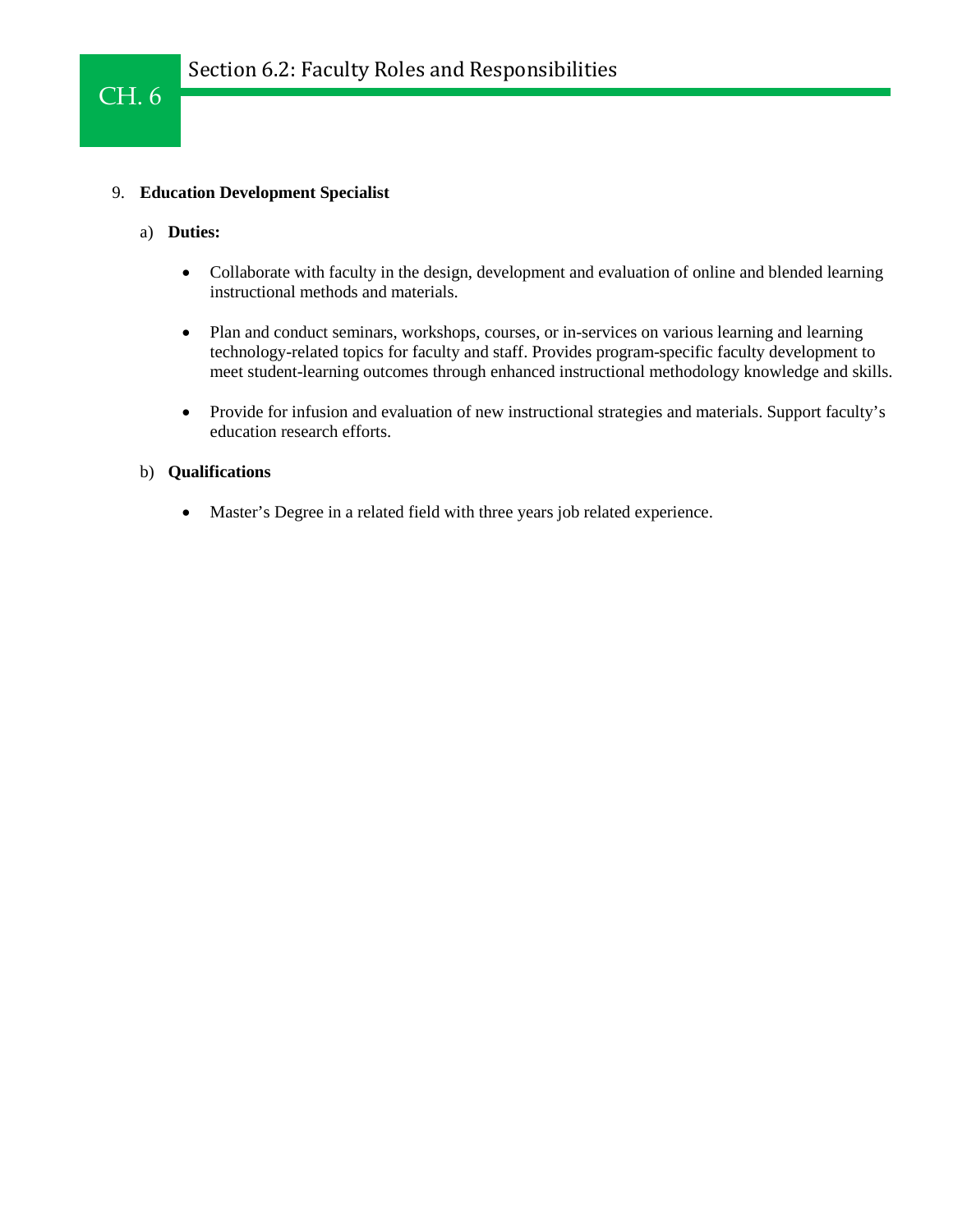9. **Education Development Specialist**

    a) **Duties:**

    - Collaborate with faculty in the design, development and evaluation of online and blended learning instructional methods and materials.

    - Plan and conduct seminars, workshops, courses, or in-services on various learning and learning technology-related topics for faculty and staff. Provides program-specific faculty development to meet student-learning outcomes through enhanced instructional methodology knowledge and skills.

    - Provide for infusion and evaluation of new instructional strategies and materials. Support faculty's education research efforts.

    b) **Qualifications**

    - Master's Degree in a related field with three years job related experience.